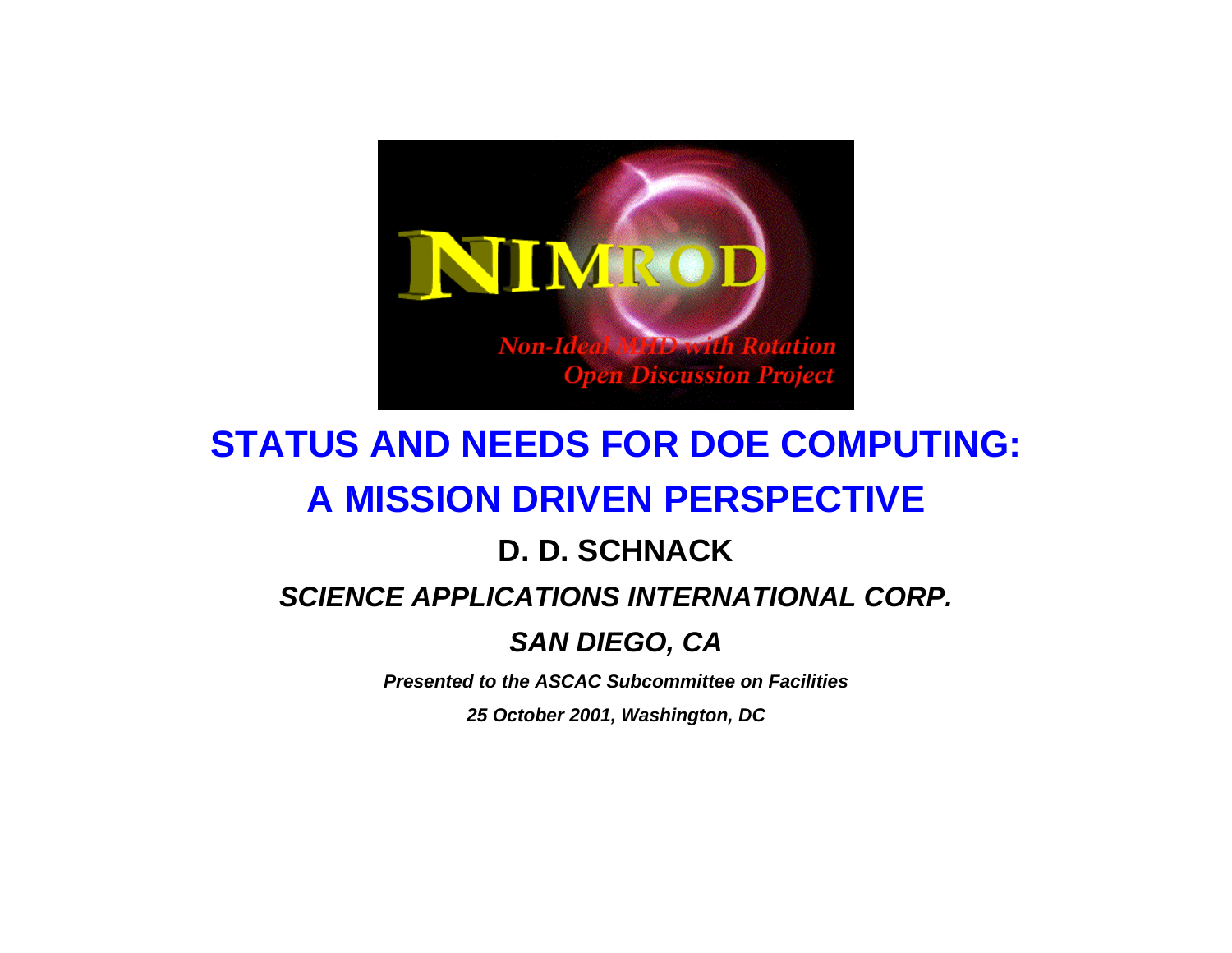# STATUS AND NEEDS FOR DOE COMPUTING:
# A MISSION DRIVEN PERSPECTIVE

**D. D. SCHNACK**

***SCIENCE APPLICATIONS INTERNATIONAL CORP.***

***SAN DIEGO, CA***

***Presented to the ASCAC Subcommittee on Facilities***

***25 October 2001, Washington, DC***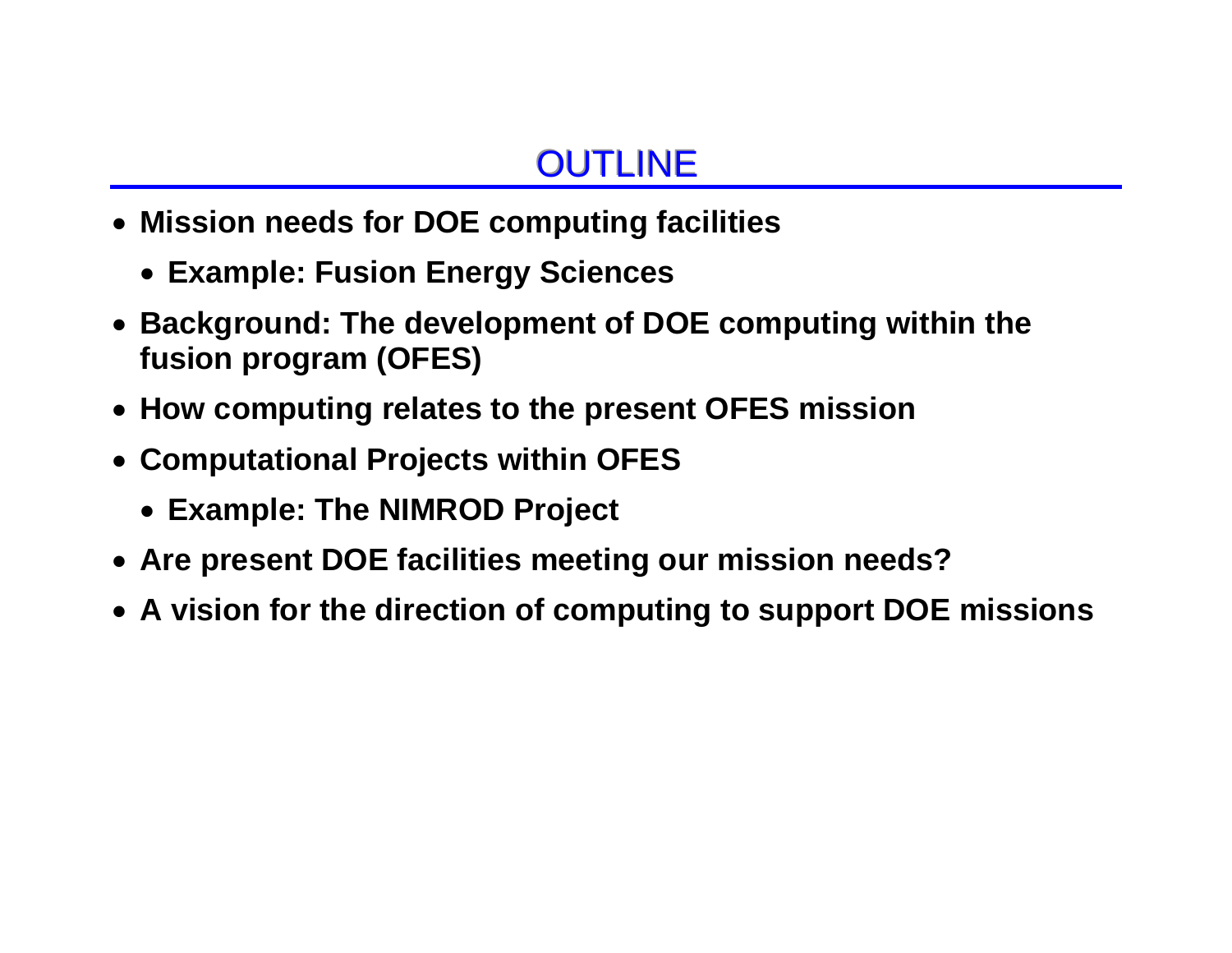# OUTLINE

- **Mission needs for DOE computing facilities**
  - **Example: Fusion Energy Sciences**
- **Background: The development of DOE computing within the fusion program (OFES)**
- **How computing relates to the present OFES mission**
- **Computational Projects within OFES**
  - **Example: The NIMROD Project**
- **Are present DOE facilities meeting our mission needs?**
- **A vision for the direction of computing to support DOE missions**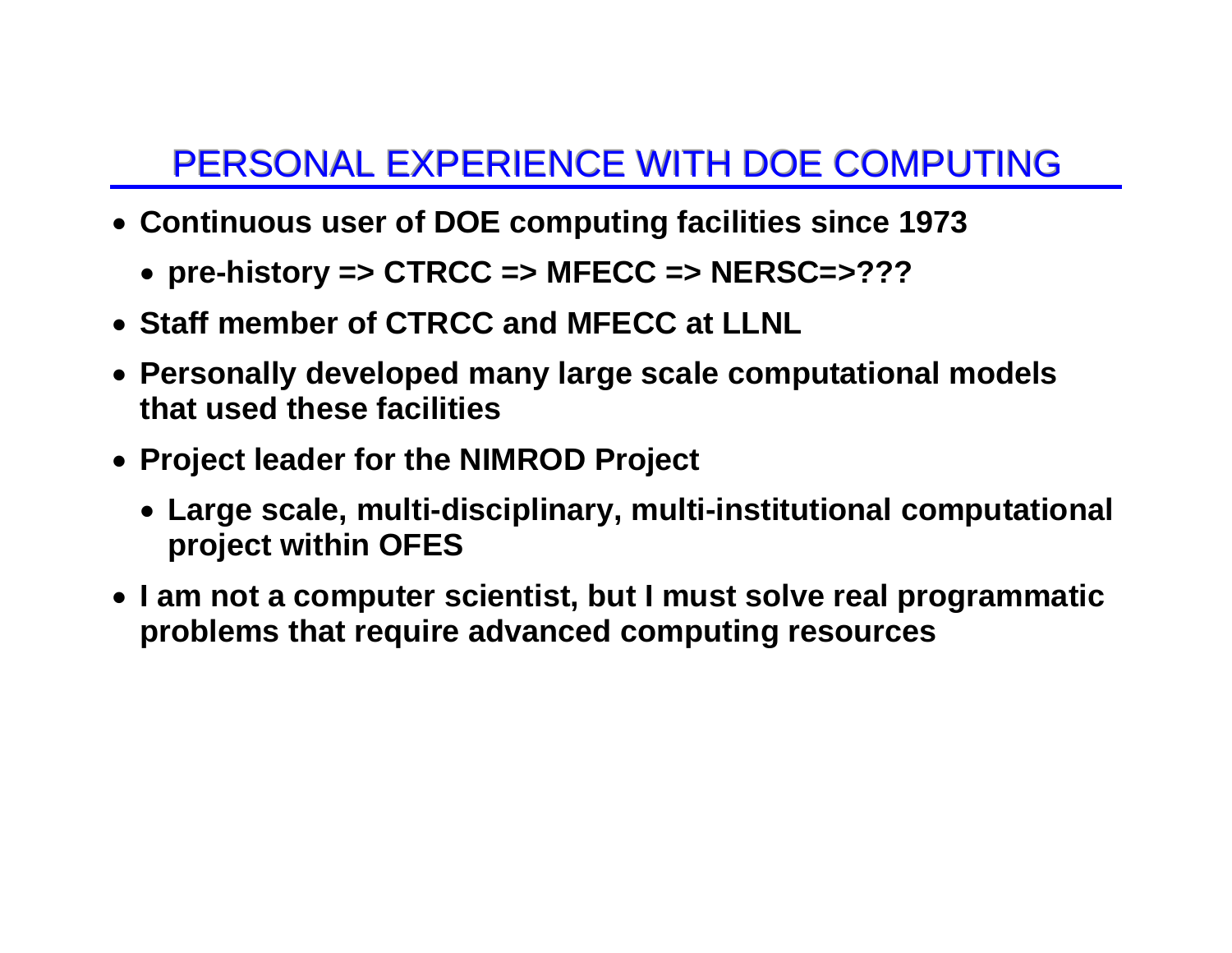## PERSONAL EXPERIENCE WITH DOE COMPUTING

- **Continuous user of DOE computing facilities since 1973**
  - **pre-history => CTRCC => MFECC => NERSC=>???**
- **Staff member of CTRCC and MFECC at LLNL**
- **Personally developed many large scale computational models that used these facilities**
- **Project leader for the NIMROD Project**
  - **Large scale, multi-disciplinary, multi-institutional computational project within OFES**
- **I am not a computer scientist, but I must solve real programmatic problems that require advanced computing resources**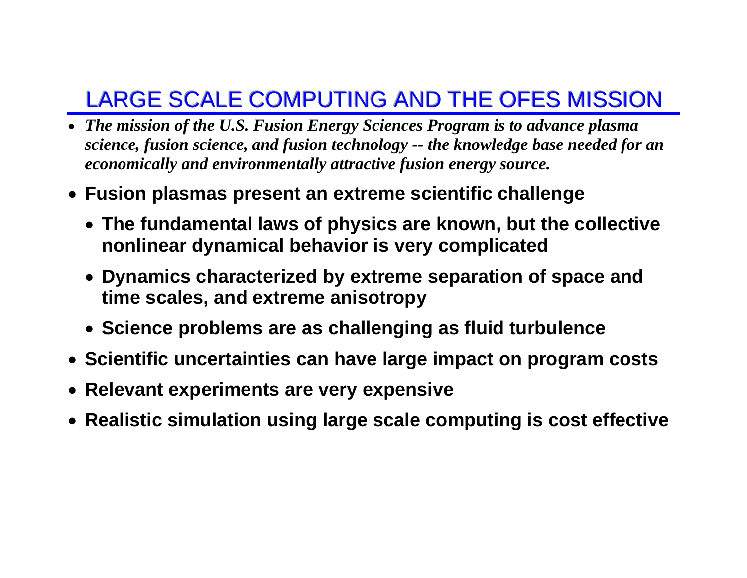## LARGE SCALE COMPUTING AND THE OFES MISSION

- ***The mission of the U.S. Fusion Energy Sciences Program is to advance plasma science, fusion science, and fusion technology -- the knowledge base needed for an economically and environmentally attractive fusion energy source.***
- **Fusion plasmas present an extreme scientific challenge**
  - **The fundamental laws of physics are known, but the collective nonlinear dynamical behavior is very complicated**
  - **Dynamics characterized by extreme separation of space and time scales, and extreme anisotropy**
  - **Science problems are as challenging as fluid turbulence**
- **Scientific uncertainties can have large impact on program costs**
- **Relevant experiments are very expensive**
- **Realistic simulation using large scale computing is cost effective**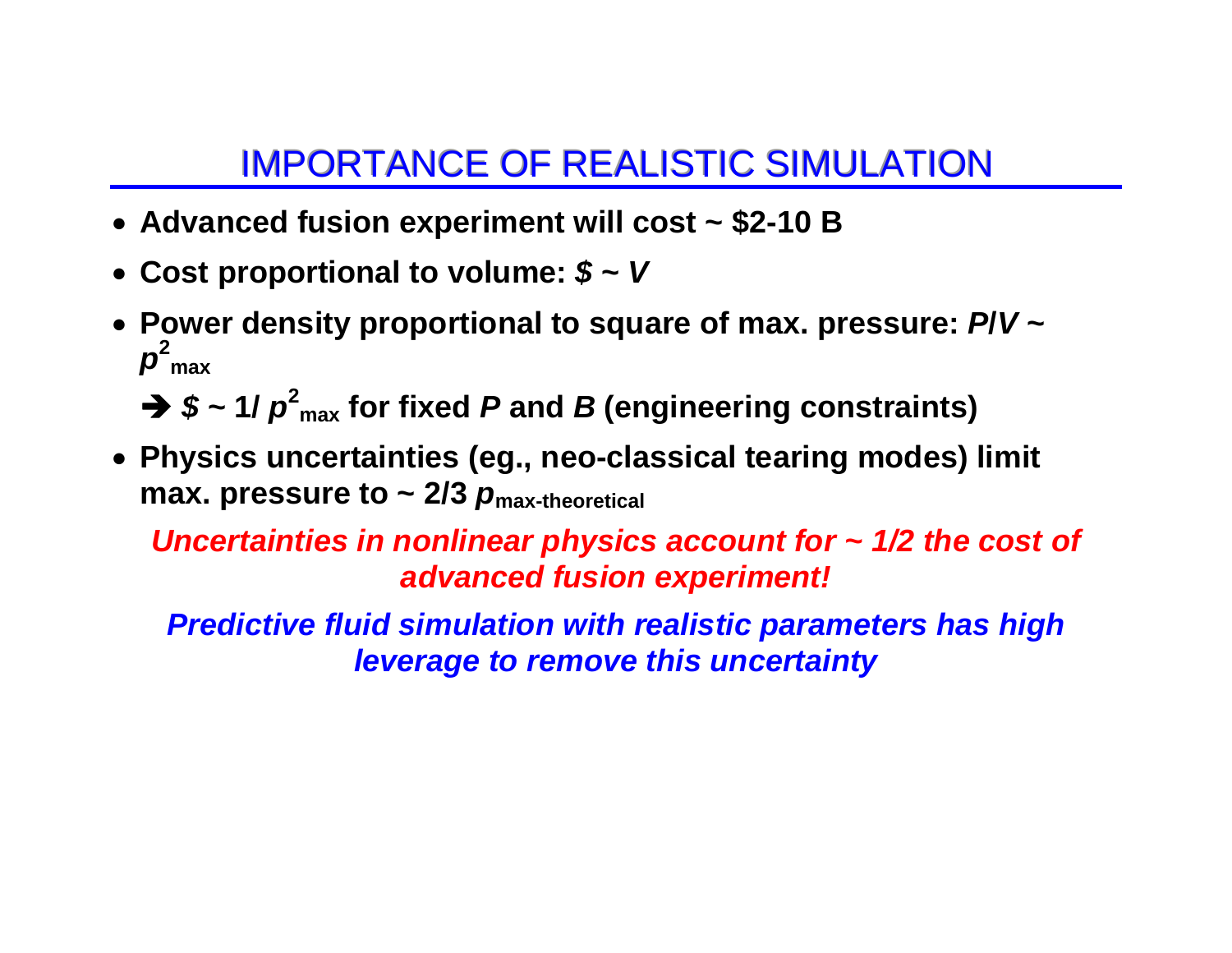# IMPORTANCE OF REALISTIC SIMULATION

- **Advanced fusion experiment will cost ~ $2-10 B**
- **Cost proportional to volume: $\$ \sim V$**
- **Power density proportional to square of max. pressure: $P/V \sim p^2_{max}$**

  **➔ $\$ \sim 1/p^2_{max}$ for fixed $P$ and $B$ (engineering constraints)**
- **Physics uncertainties (eg., neo-classical tearing modes) limit max. pressure to ~ 2/3 $p_{max\text{-}theoretical}$**

***Uncertainties in nonlinear physics account for ~ 1/2 the cost of advanced fusion experiment!***

***Predictive fluid simulation with realistic parameters has high leverage to remove this uncertainty***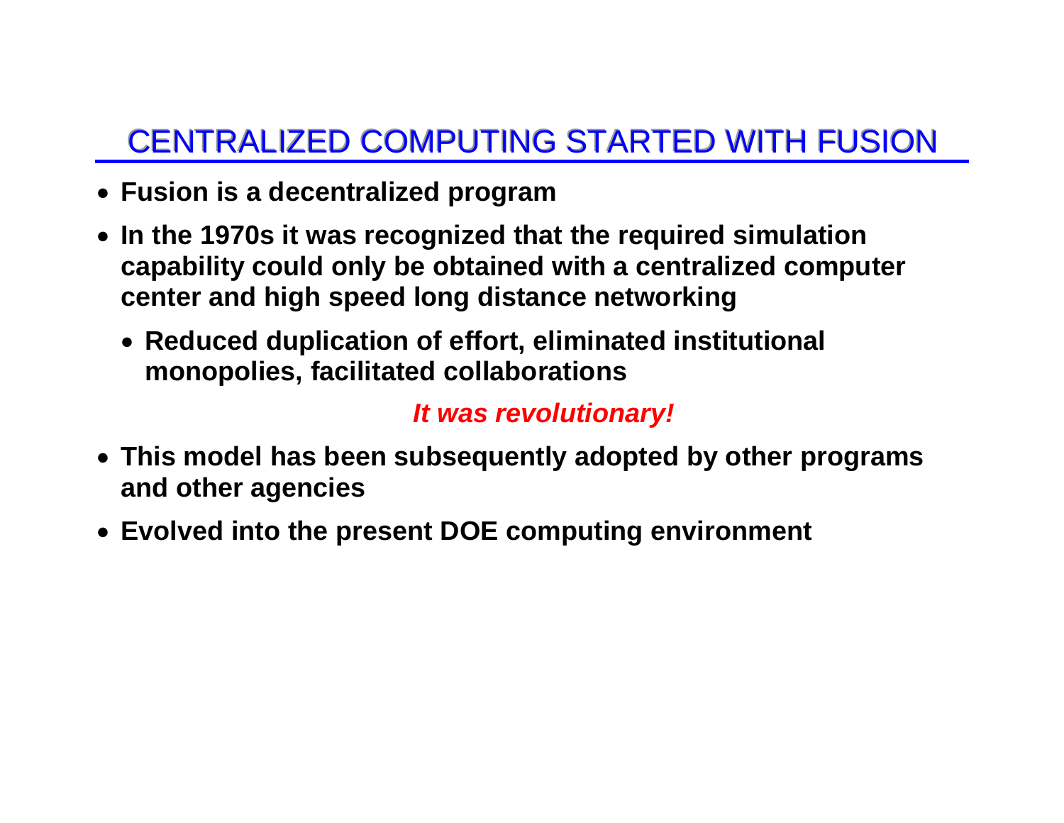# CENTRALIZED COMPUTING STARTED WITH FUSION

- **Fusion is a decentralized program**
- **In the 1970s it was recognized that the required simulation capability could only be obtained with a centralized computer center and high speed long distance networking**
  - **Reduced duplication of effort, eliminated institutional monopolies, facilitated collaborations**

***It was revolutionary!***

- **This model has been subsequently adopted by other programs and other agencies**
- **Evolved into the present DOE computing environment**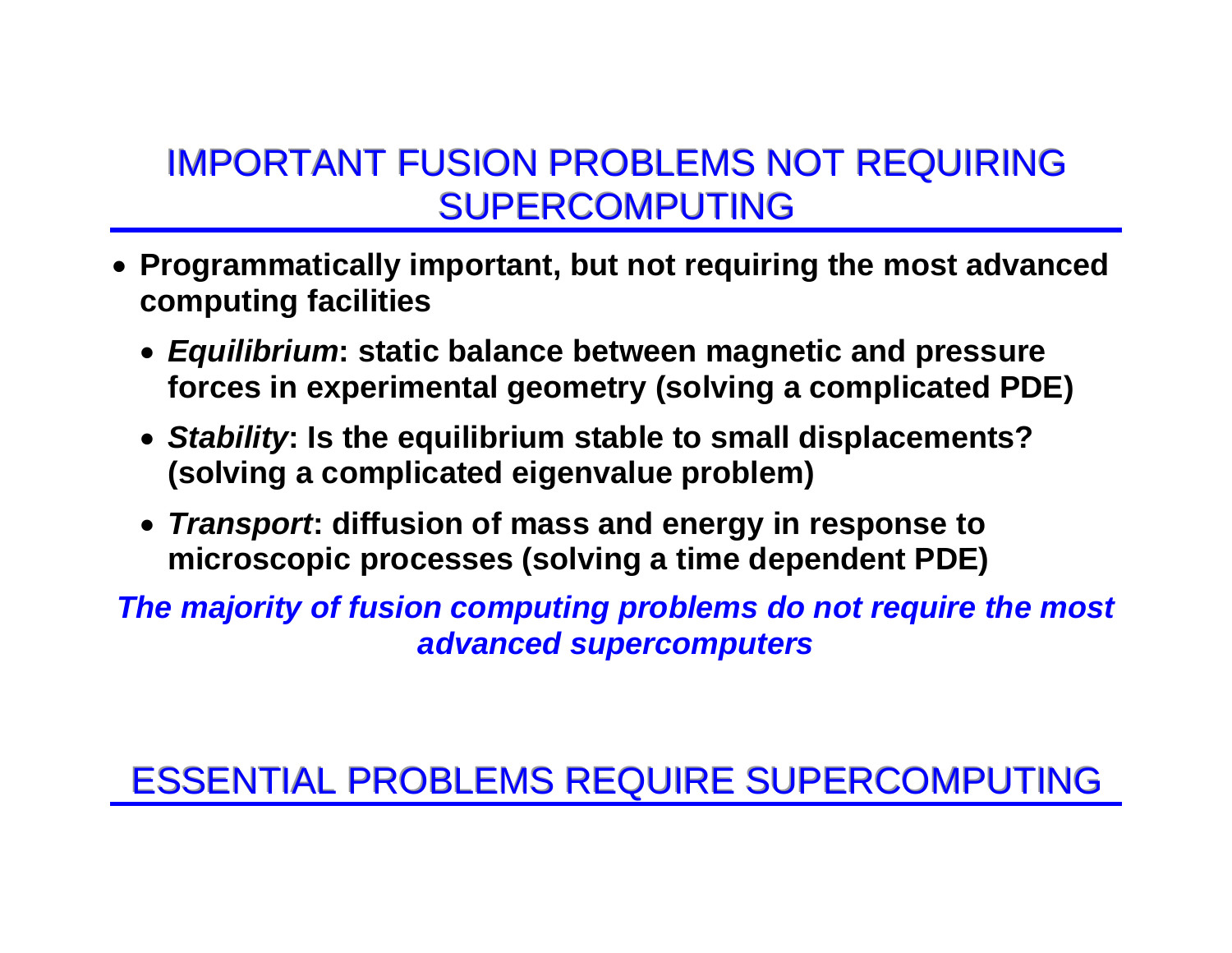## IMPORTANT FUSION PROBLEMS NOT REQUIRING SUPERCOMPUTING

- **Programmatically important, but not requiring the most advanced computing facilities**
  - ***Equilibrium*: static balance between magnetic and pressure forces in experimental geometry (solving a complicated PDE)**
  - ***Stability*: Is the equilibrium stable to small displacements? (solving a complicated eigenvalue problem)**
  - ***Transport*: diffusion of mass and energy in response to microscopic processes (solving a time dependent PDE)**

***The majority of fusion computing problems do not require the most advanced supercomputers***

## ESSENTIAL PROBLEMS REQUIRE SUPERCOMPUTING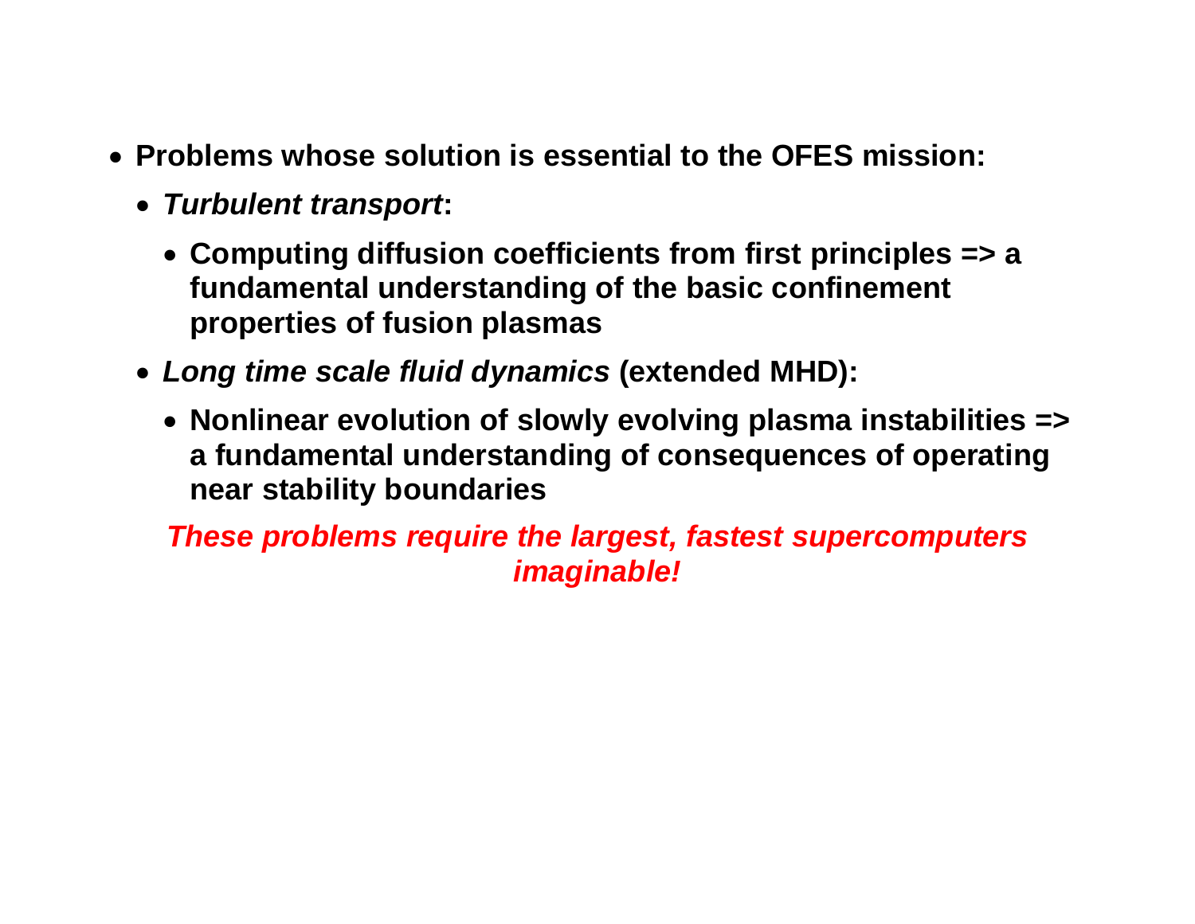- **Problems whose solution is essential to the OFES mission:**
  - ***Turbulent transport*:**
    - **Computing diffusion coefficients from first principles => a fundamental understanding of the basic confinement properties of fusion plasmas**
  - ***Long time scale fluid dynamics* (extended MHD):**
    - **Nonlinear evolution of slowly evolving plasma instabilities => a fundamental understanding of consequences of operating near stability boundaries**

***These problems require the largest, fastest supercomputers imaginable!***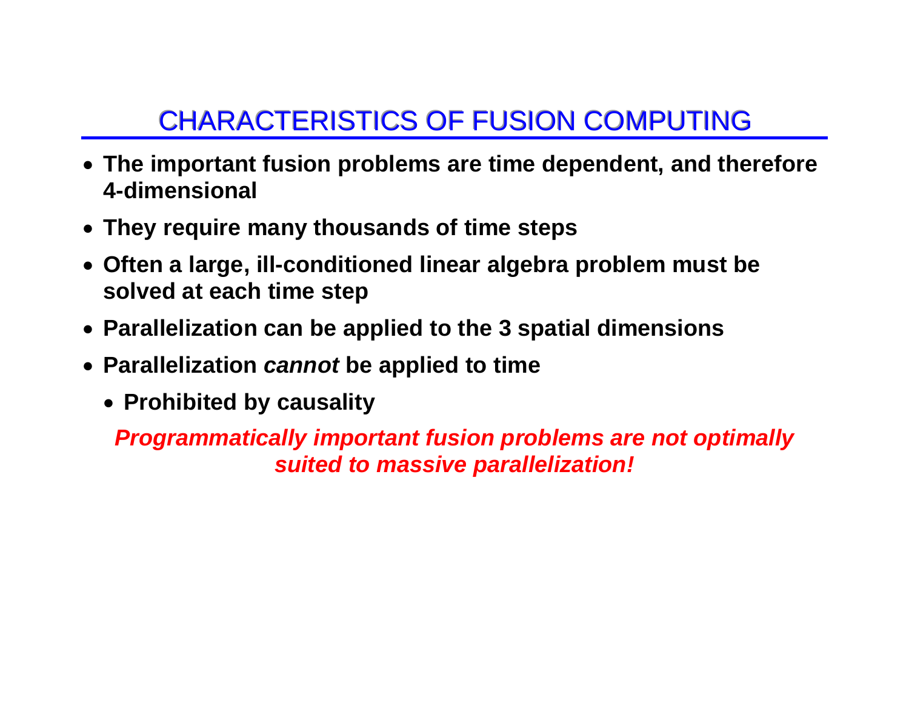# CHARACTERISTICS OF FUSION COMPUTING

- **The important fusion problems are time dependent, and therefore 4-dimensional**
- **They require many thousands of time steps**
- **Often a large, ill-conditioned linear algebra problem must be solved at each time step**
- **Parallelization can be applied to the 3 spatial dimensions**
- **Parallelization *cannot* be applied to time**
  - **Prohibited by causality**

***Programmatically important fusion problems are not optimally suited to massive parallelization!***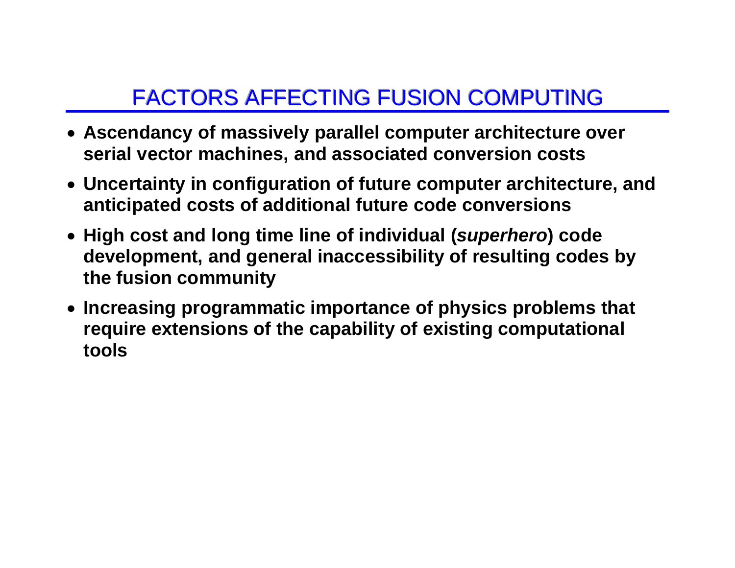# FACTORS AFFECTING FUSION COMPUTING

- **Ascendancy of massively parallel computer architecture over serial vector machines, and associated conversion costs**
- **Uncertainty in configuration of future computer architecture, and anticipated costs of additional future code conversions**
- **High cost and long time line of individual (*superhero*) code development, and general inaccessibility of resulting codes by the fusion community**
- **Increasing programmatic importance of physics problems that require extensions of the capability of existing computational tools**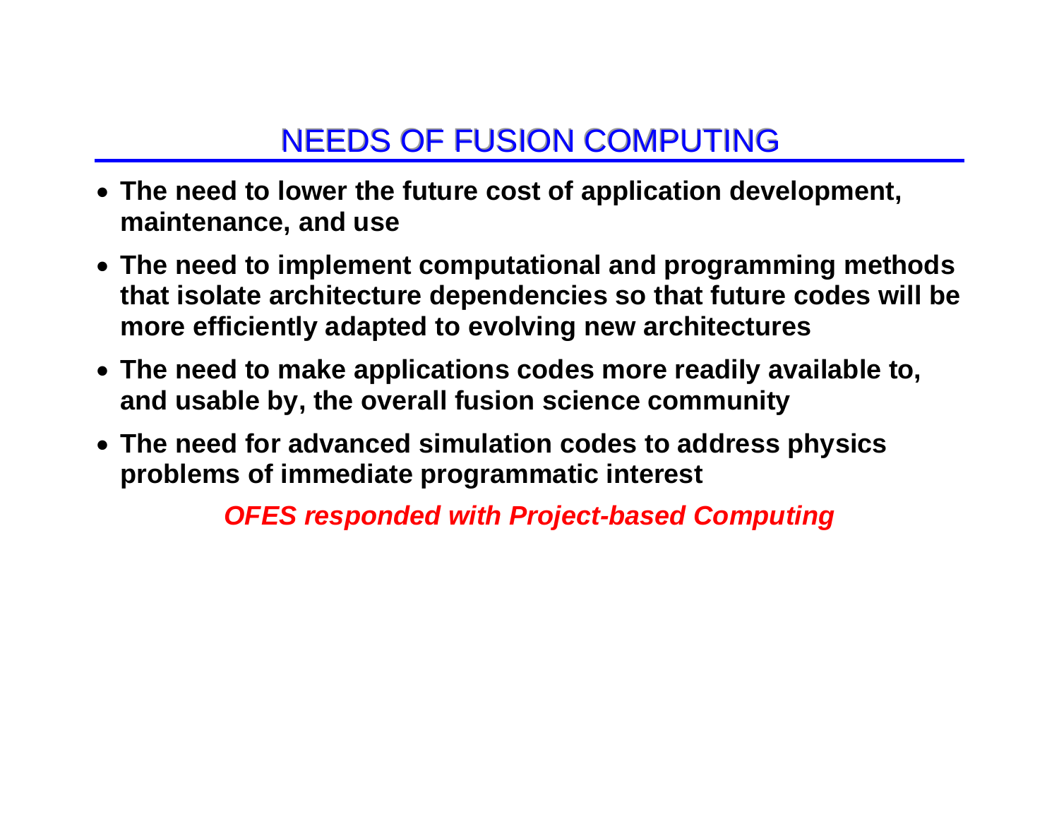# NEEDS OF FUSION COMPUTING

- **The need to lower the future cost of application development, maintenance, and use**
- **The need to implement computational and programming methods that isolate architecture dependencies so that future codes will be more efficiently adapted to evolving new architectures**
- **The need to make applications codes more readily available to, and usable by, the overall fusion science community**
- **The need for advanced simulation codes to address physics problems of immediate programmatic interest**

***OFES responded with Project-based Computing***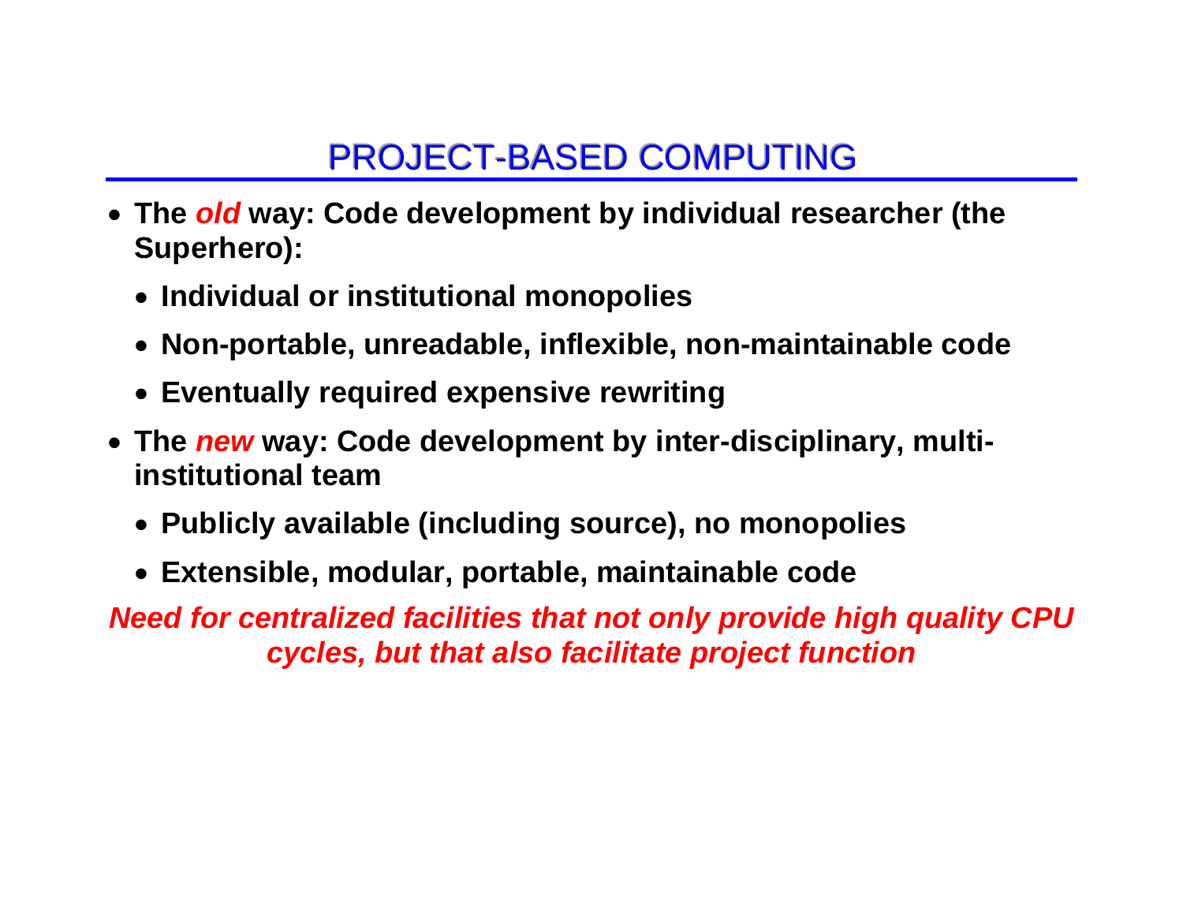# PROJECT-BASED COMPUTING

- **The *old* way: Code development by individual researcher (the Superhero):**
  - **Individual or institutional monopolies**
  - **Non-portable, unreadable, inflexible, non-maintainable code**
  - **Eventually required expensive rewriting**
- **The *new* way: Code development by inter-disciplinary, multi-institutional team**
  - **Publicly available (including source), no monopolies**
  - **Extensible, modular, portable, maintainable code**

***Need for centralized facilities that not only provide high quality CPU cycles, but that also facilitate project function***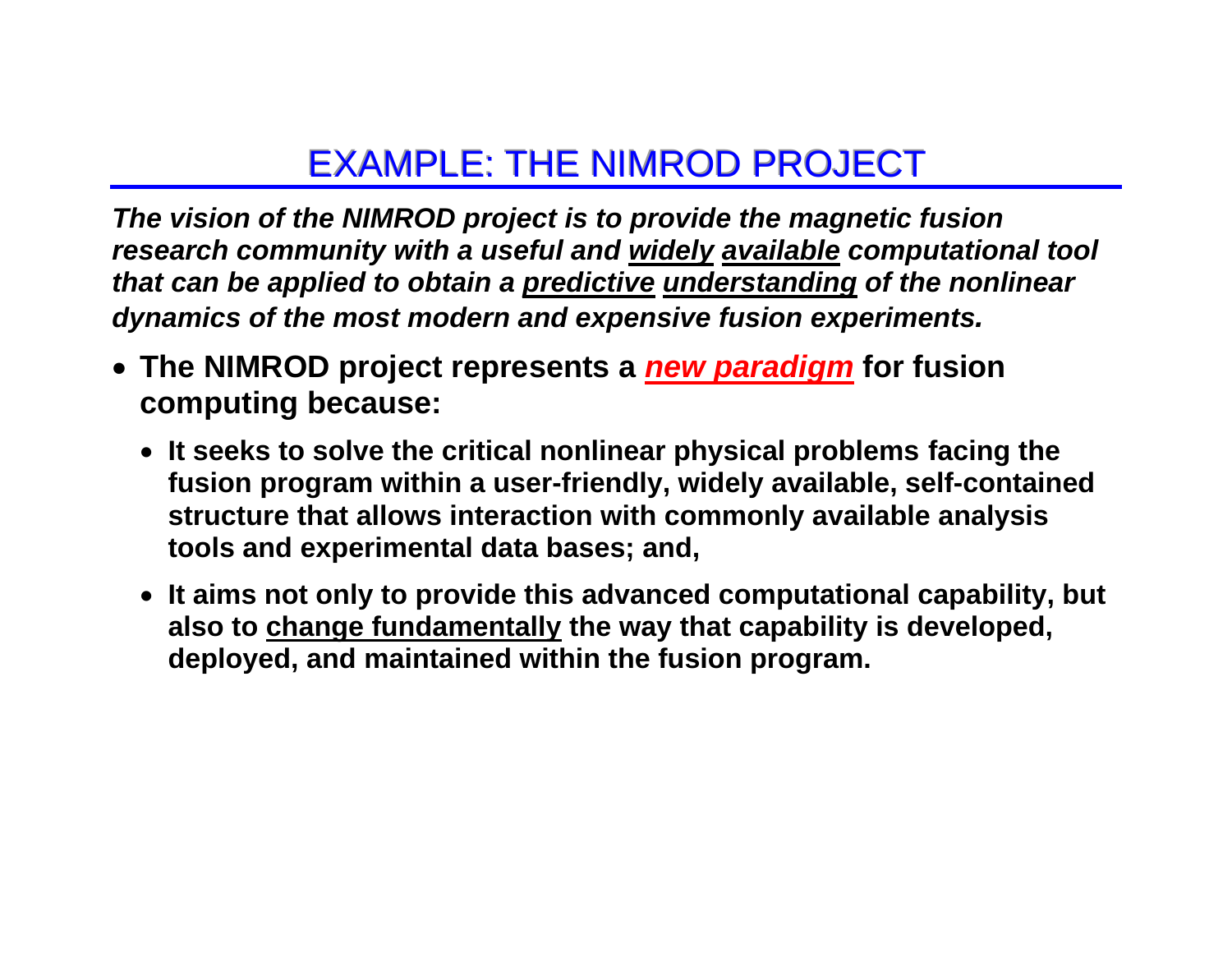# EXAMPLE: THE NIMROD PROJECT

***The vision of the NIMROD project is to provide the magnetic fusion research community with a useful and <u>widely</u> <u>available</u> computational tool that can be applied to obtain a <u>predictive</u> <u>understanding</u> of the nonlinear dynamics of the most modern and expensive fusion experiments.***

- **The NIMROD project represents a *<u>new paradigm</u>* for fusion computing because:**
  - **It seeks to solve the critical nonlinear physical problems facing the fusion program within a user-friendly, widely available, self-contained structure that allows interaction with commonly available analysis tools and experimental data bases; and,**
  - **It aims not only to provide this advanced computational capability, but also to <u>change fundamentally</u> the way that capability is developed, deployed, and maintained within the fusion program.**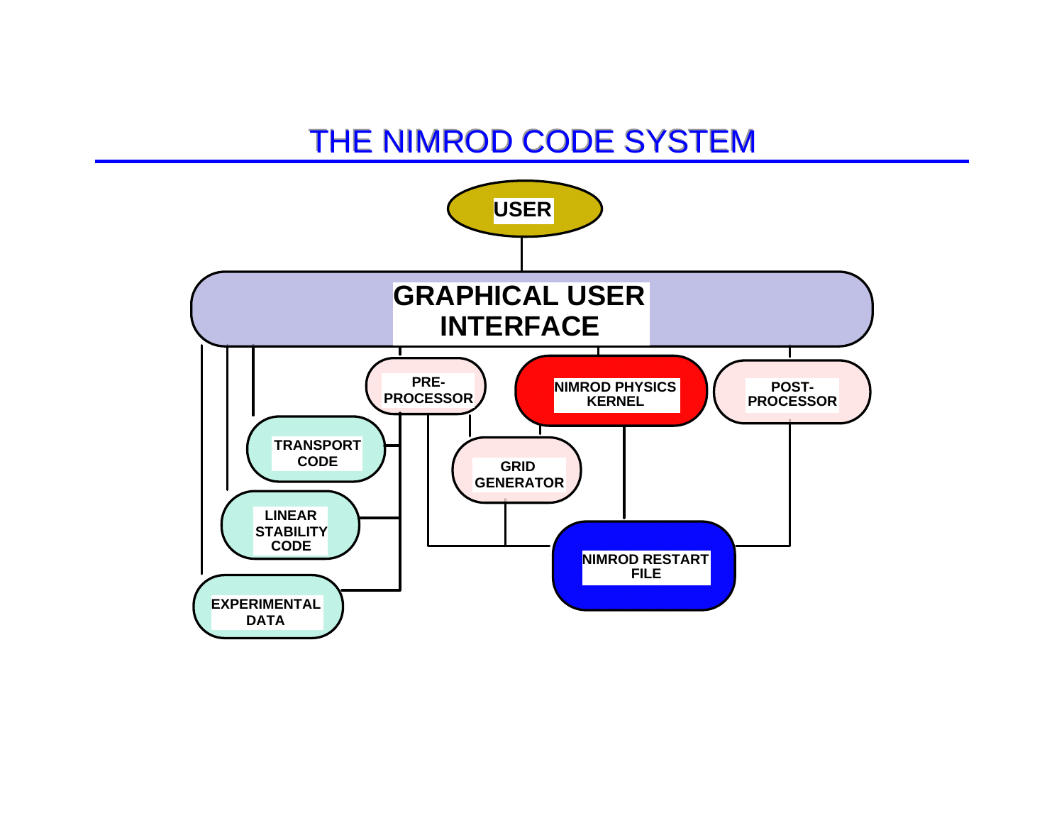# THE NIMROD CODE SYSTEM

USER

GRAPHICAL USER INTERFACE

PRE-PROCESSOR

NIMROD PHYSICS KERNEL

POST-PROCESSOR

TRANSPORT CODE

GRID GENERATOR

LINEAR STABILITY CODE

NIMROD RESTART FILE

EXPERIMENTAL DATA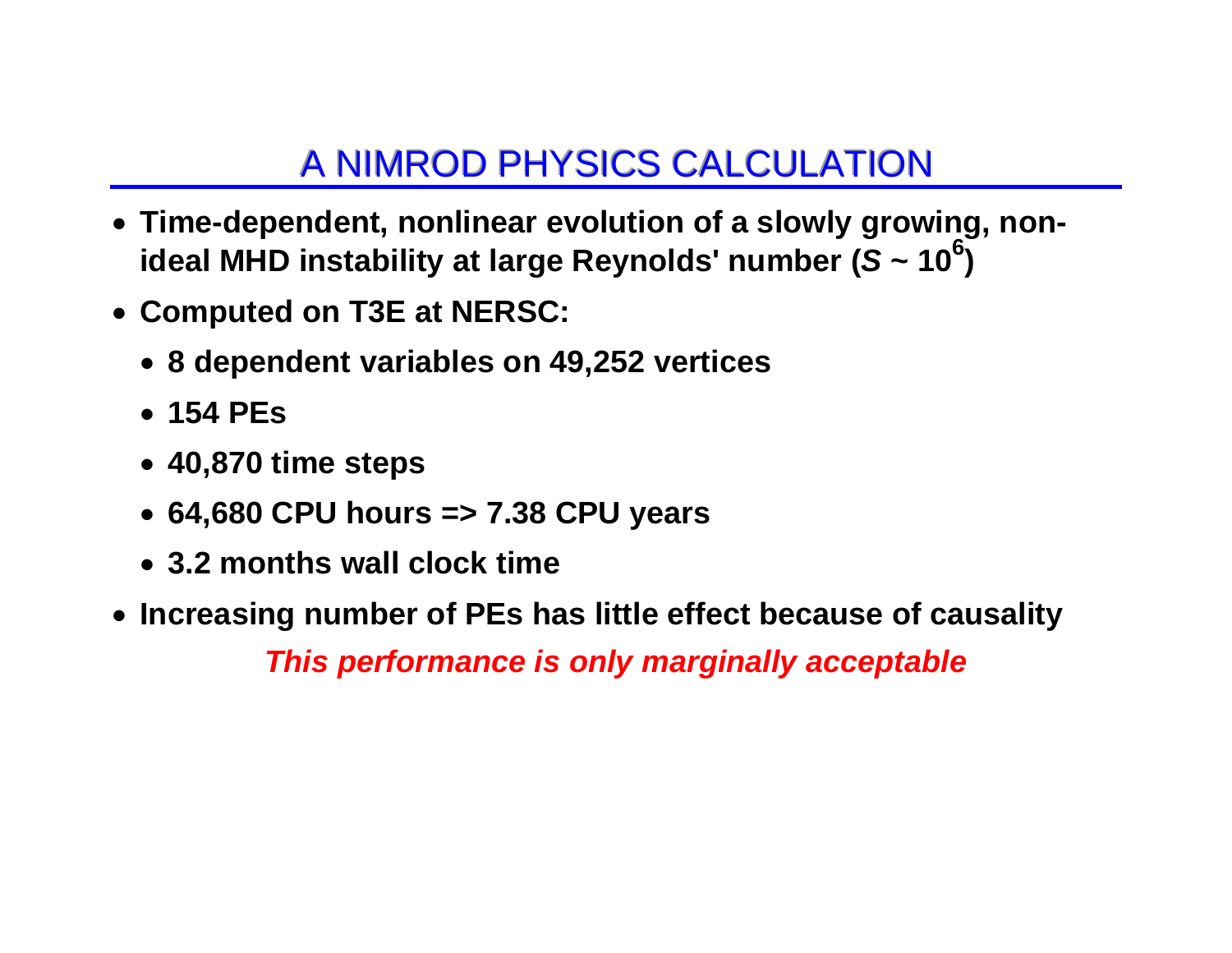# A NIMROD PHYSICS CALCULATION

- **Time-dependent, nonlinear evolution of a slowly growing, non-ideal MHD instability at large Reynolds' number ($S \sim 10^6$)**
- **Computed on T3E at NERSC:**
  - **8 dependent variables on 49,252 vertices**
  - **154 PEs**
  - **40,870 time steps**
  - **64,680 CPU hours => 7.38 CPU years**
  - **3.2 months wall clock time**
- **Increasing number of PEs has little effect because of causality**

***This performance is only marginally acceptable***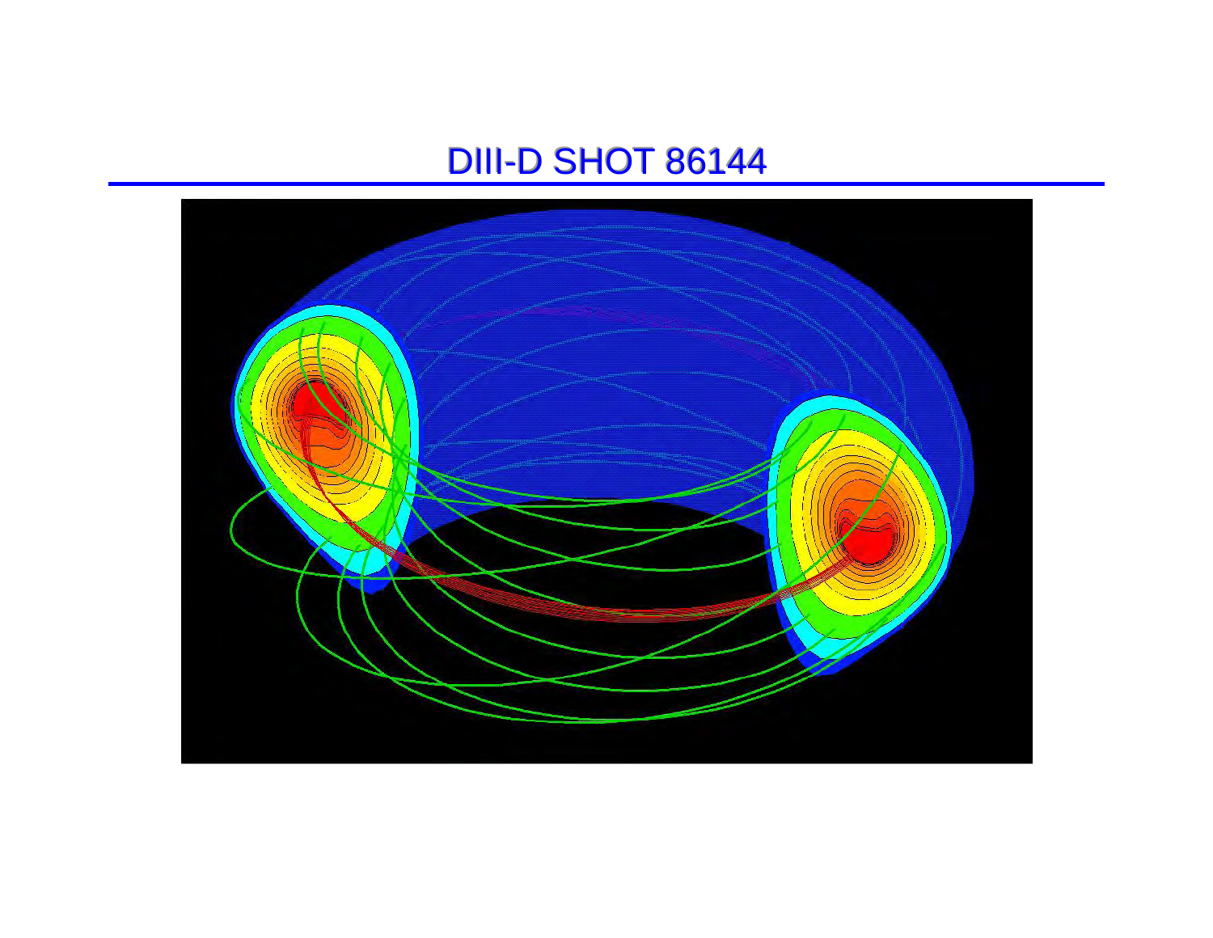# DIII-D SHOT 86144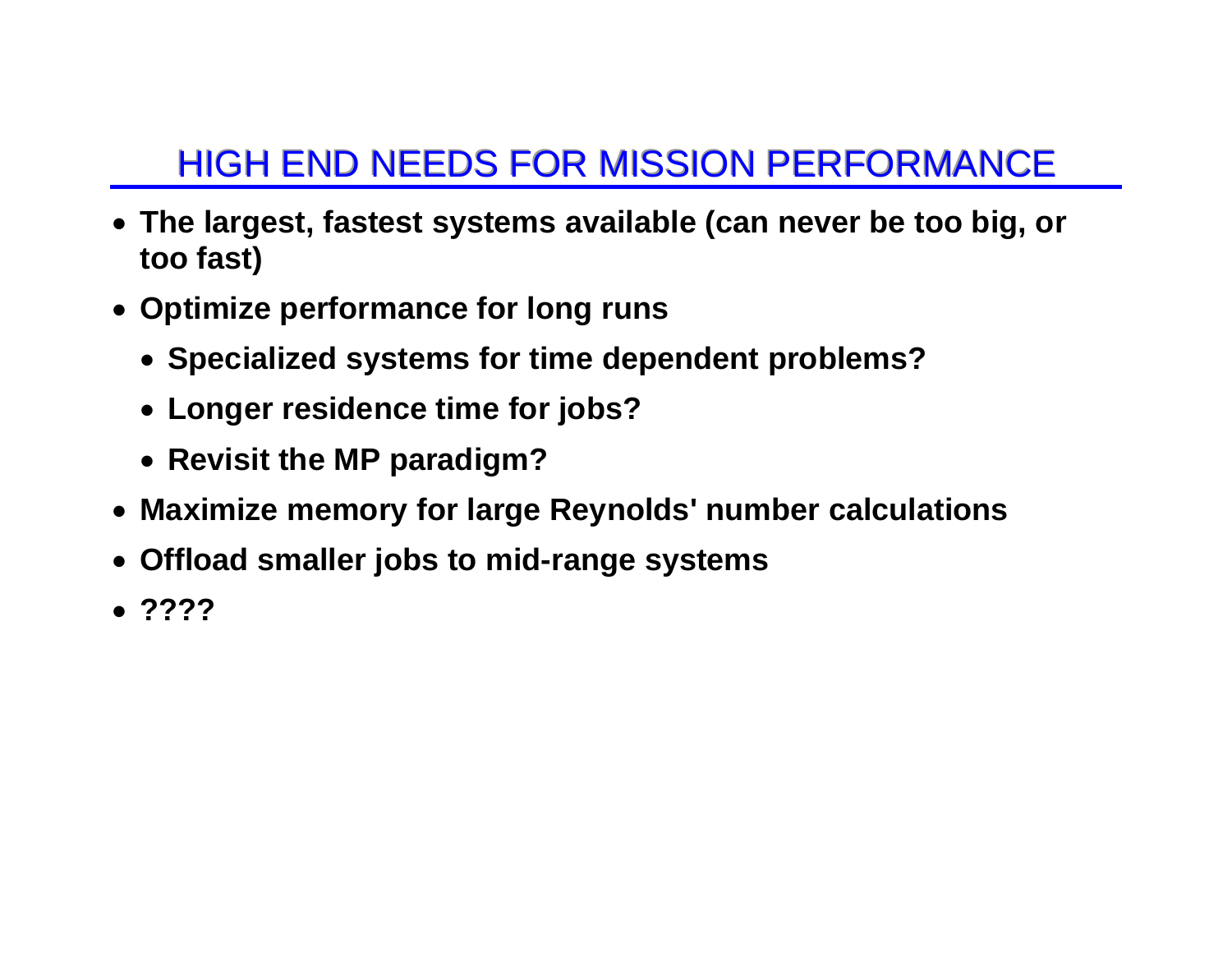# HIGH END NEEDS FOR MISSION PERFORMANCE

- **The largest, fastest systems available (can never be too big, or too fast)**
- **Optimize performance for long runs**
  - **Specialized systems for time dependent problems?**
  - **Longer residence time for jobs?**
  - **Revisit the MP paradigm?**
- **Maximize memory for large Reynolds' number calculations**
- **Offload smaller jobs to mid-range systems**
- **????**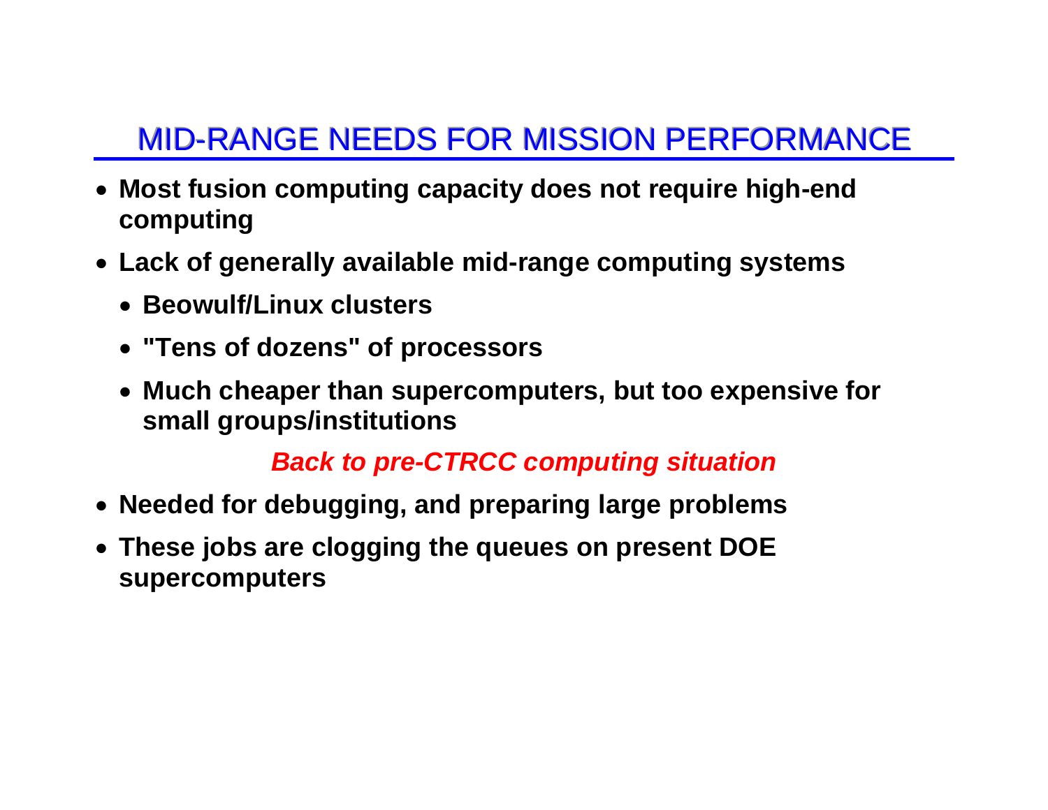# MID-RANGE NEEDS FOR MISSION PERFORMANCE

- **Most fusion computing capacity does not require high-end computing**
- **Lack of generally available mid-range computing systems**
  - **Beowulf/Linux clusters**
  - **"Tens of dozens" of processors**
  - **Much cheaper than supercomputers, but too expensive for small groups/institutions**

***Back to pre-CTRCC computing situation***

- **Needed for debugging, and preparing large problems**
- **These jobs are clogging the queues on present DOE supercomputers**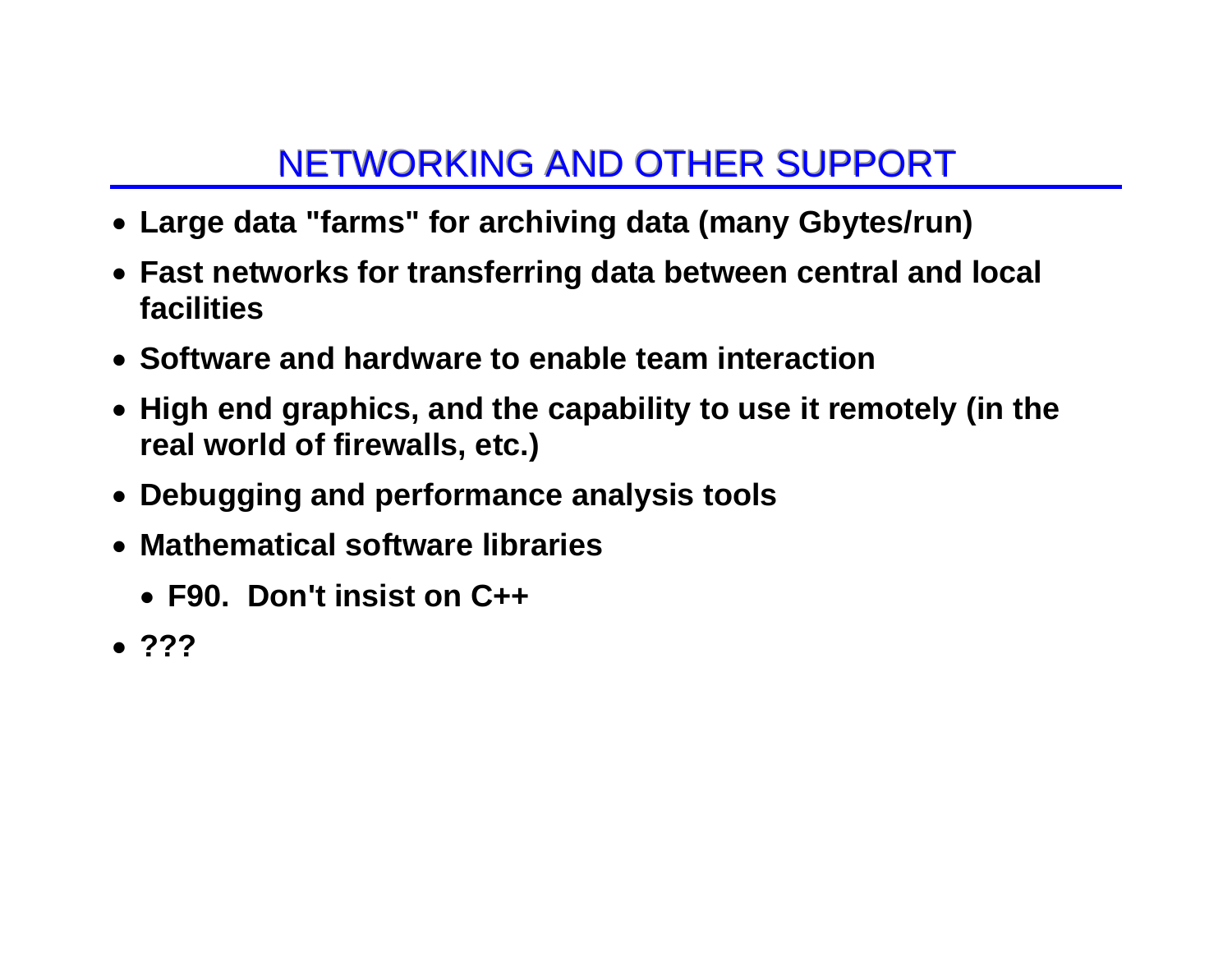## NETWORKING AND OTHER SUPPORT

- **Large data "farms" for archiving data (many Gbytes/run)**
- **Fast networks for transferring data between central and local facilities**
- **Software and hardware to enable team interaction**
- **High end graphics, and the capability to use it remotely (in the real world of firewalls, etc.)**
- **Debugging and performance analysis tools**
- **Mathematical software libraries**
  - **F90. Don't insist on C++**
- **???**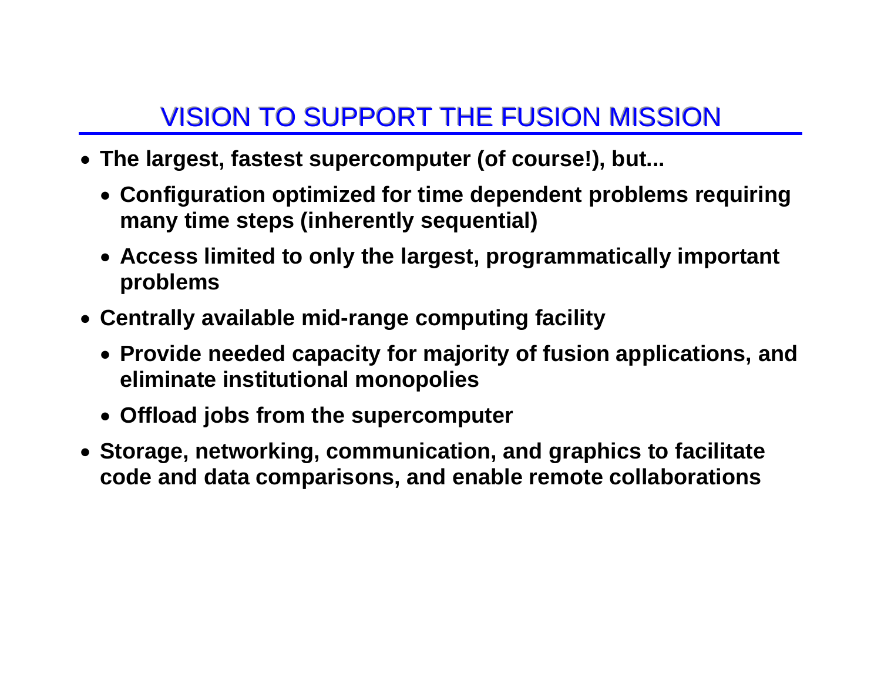# VISION TO SUPPORT THE FUSION MISSION

- **The largest, fastest supercomputer (of course!), but...**
  - **Configuration optimized for time dependent problems requiring many time steps (inherently sequential)**
  - **Access limited to only the largest, programmatically important problems**
- **Centrally available mid-range computing facility**
  - **Provide needed capacity for majority of fusion applications, and eliminate institutional monopolies**
  - **Offload jobs from the supercomputer**
- **Storage, networking, communication, and graphics to facilitate code and data comparisons, and enable remote collaborations**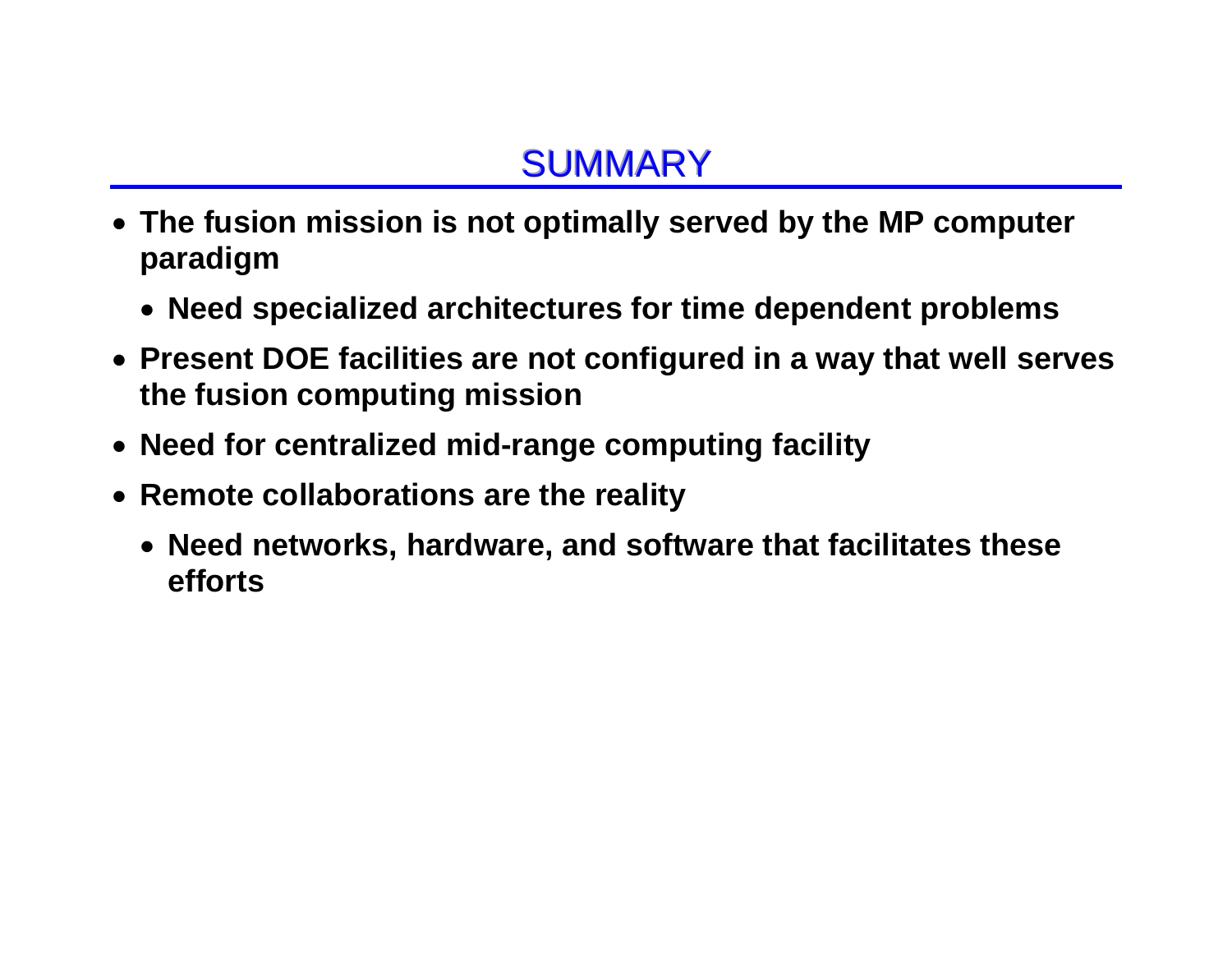# SUMMARY

- **The fusion mission is not optimally served by the MP computer paradigm**
  - **Need specialized architectures for time dependent problems**
- **Present DOE facilities are not configured in a way that well serves the fusion computing mission**
- **Need for centralized mid-range computing facility**
- **Remote collaborations are the reality**
  - **Need networks, hardware, and software that facilitates these efforts**